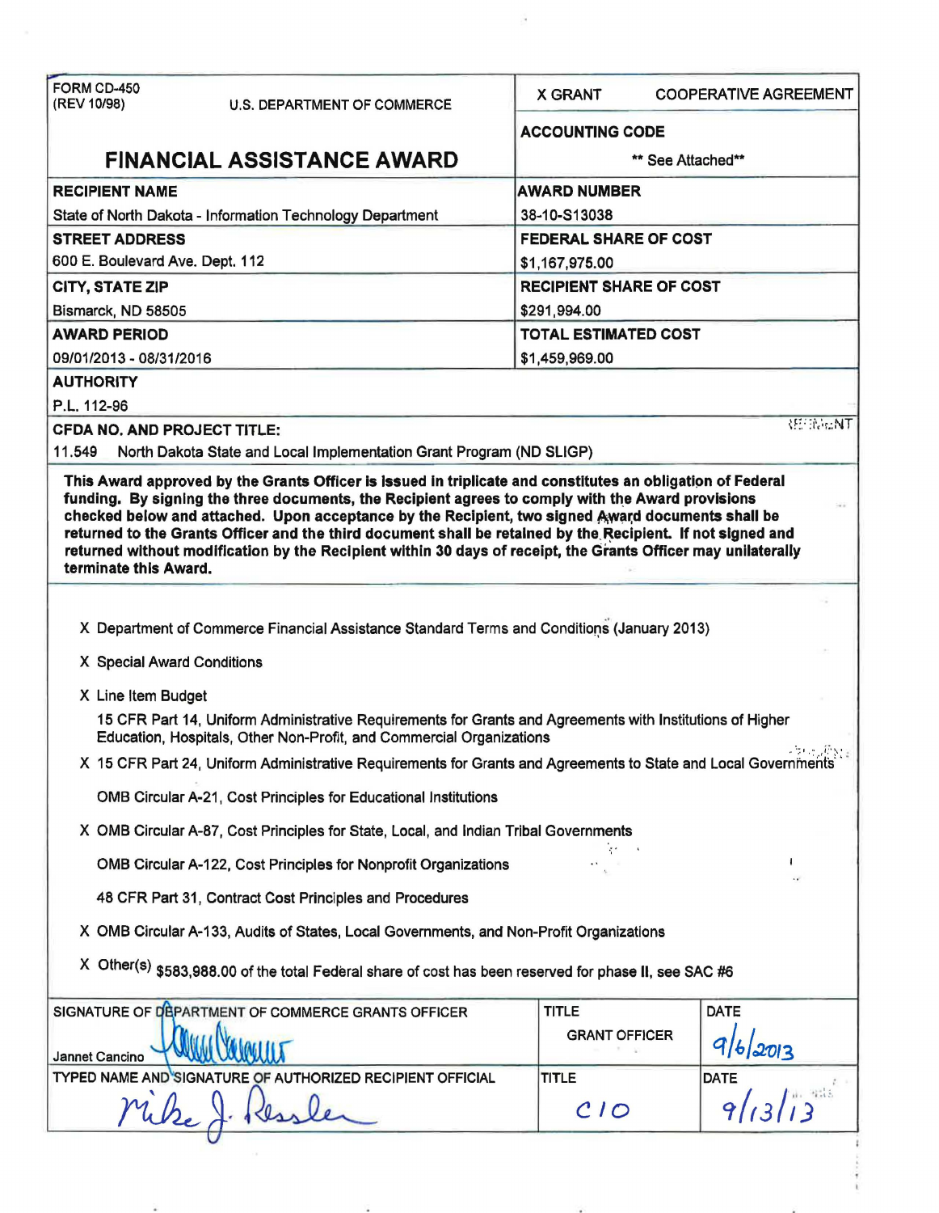| FORM CD-450 (REV 10/98) U.S. DEPARTMENT OF COMMERCE | X GRANT COOPERATIVE AGREEMENT |
|---|---|
| **FINANCIAL ASSISTANCE AWARD** | **ACCOUNTING CODE** ** See Attached** |
| **RECIPIENT NAME** State of North Dakota - Information Technology Department | **AWARD NUMBER** 38-10-S13038 |
| **STREET ADDRESS** 600 E. Boulevard Ave. Dept. 112 | **FEDERAL SHARE OF COST** $1,167,975.00 |
| **CITY, STATE ZIP** Bismarck, ND 58505 | **RECIPIENT SHARE OF COST** $291,994.00 |
| **AWARD PERIOD** 09/01/2013 - 08/31/2016 | **TOTAL ESTIMATED COST** $1,459,969.00 |

**AUTHORITY**

P.L. 112-96

**CFDA NO. AND PROJECT TITLE:**

11.549 North Dakota State and Local Implementation Grant Program (ND SLIGP)

**This Award approved by the Grants Officer is issued in triplicate and constitutes an obligation of Federal funding. By signing the three documents, the Recipient agrees to comply with the Award provisions checked below and attached. Upon acceptance by the Recipient, two signed Award documents shall be returned to the Grants Officer and the third document shall be retained by the Recipient. If not signed and returned without modification by the Recipient within 30 days of receipt, the Grants Officer may unilaterally terminate this Award.**

X Department of Commerce Financial Assistance Standard Terms and Conditions (January 2013)

X Special Award Conditions

X Line Item Budget

15 CFR Part 14, Uniform Administrative Requirements for Grants and Agreements with Institutions of Higher Education, Hospitals, Other Non-Profit, and Commercial Organizations

X 15 CFR Part 24, Uniform Administrative Requirements for Grants and Agreements to State and Local Governments

OMB Circular A-21, Cost Principles for Educational Institutions

X OMB Circular A-87, Cost Principles for State, Local, and Indian Tribal Governments

OMB Circular A-122, Cost Principles for Nonprofit Organizations

48 CFR Part 31, Contract Cost Principles and Procedures

X OMB Circular A-133, Audits of States, Local Governments, and Non-Profit Organizations

X Other(s) $583,988.00 of the total Federal share of cost has been reserved for phase II, see SAC #6

| SIGNATURE OF DEPARTMENT OF COMMERCE GRANTS OFFICER | TITLE | DATE |
|---|---|---|
| Jannet Cancino | GRANT OFFICER | 9/6/2013 |
| **TYPED NAME AND SIGNATURE OF AUTHORIZED RECIPIENT OFFICIAL** | **TITLE** | **DATE** |
| Mike J. Ressler | CIO | 9/13/13 |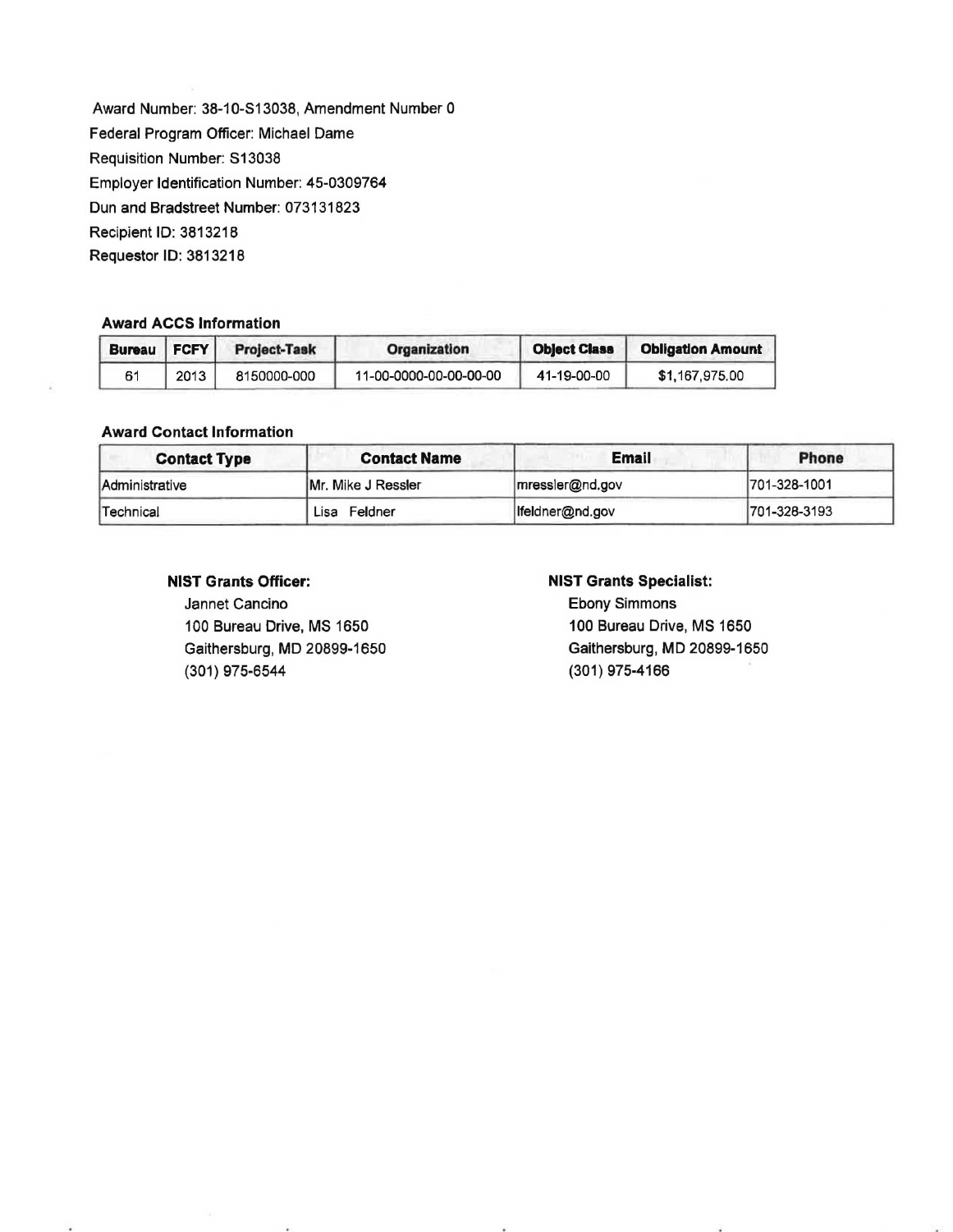Award Number: 38-10-S13038, Amendment Number 0

Federal Program Officer: Michael Dame

Requisition Number: S13038

Employer Identification Number: 45-0309764

Dun and Bradstreet Number: 073131823

Recipient ID: 3813218

Requestor ID: 3813218

### Award ACCS Information

| Bureau | FCFY | Project-Task | Organization | Object Class | Obligation Amount |
|---|---|---|---|---|---|
| 61 | 2013 | 8150000-000 | 11-00-0000-00-00-00-00 | 41-19-00-00 | $1,167,975.00 |

### Award Contact Information

| Contact Type | Contact Name | Email | Phone |
|---|---|---|---|
| Administrative | Mr. Mike J Ressler | mressler@nd.gov | 701-328-1001 |
| Technical | Lisa Feldner | lfeldner@nd.gov | 701-328-3193 |

**NIST Grants Officer:**

Jannet Cancino
100 Bureau Drive, MS 1650
Gaithersburg, MD 20899-1650
(301) 975-6544

**NIST Grants Specialist:**

Ebony Simmons
100 Bureau Drive, MS 1650
Gaithersburg, MD 20899-1650
(301) 975-4166